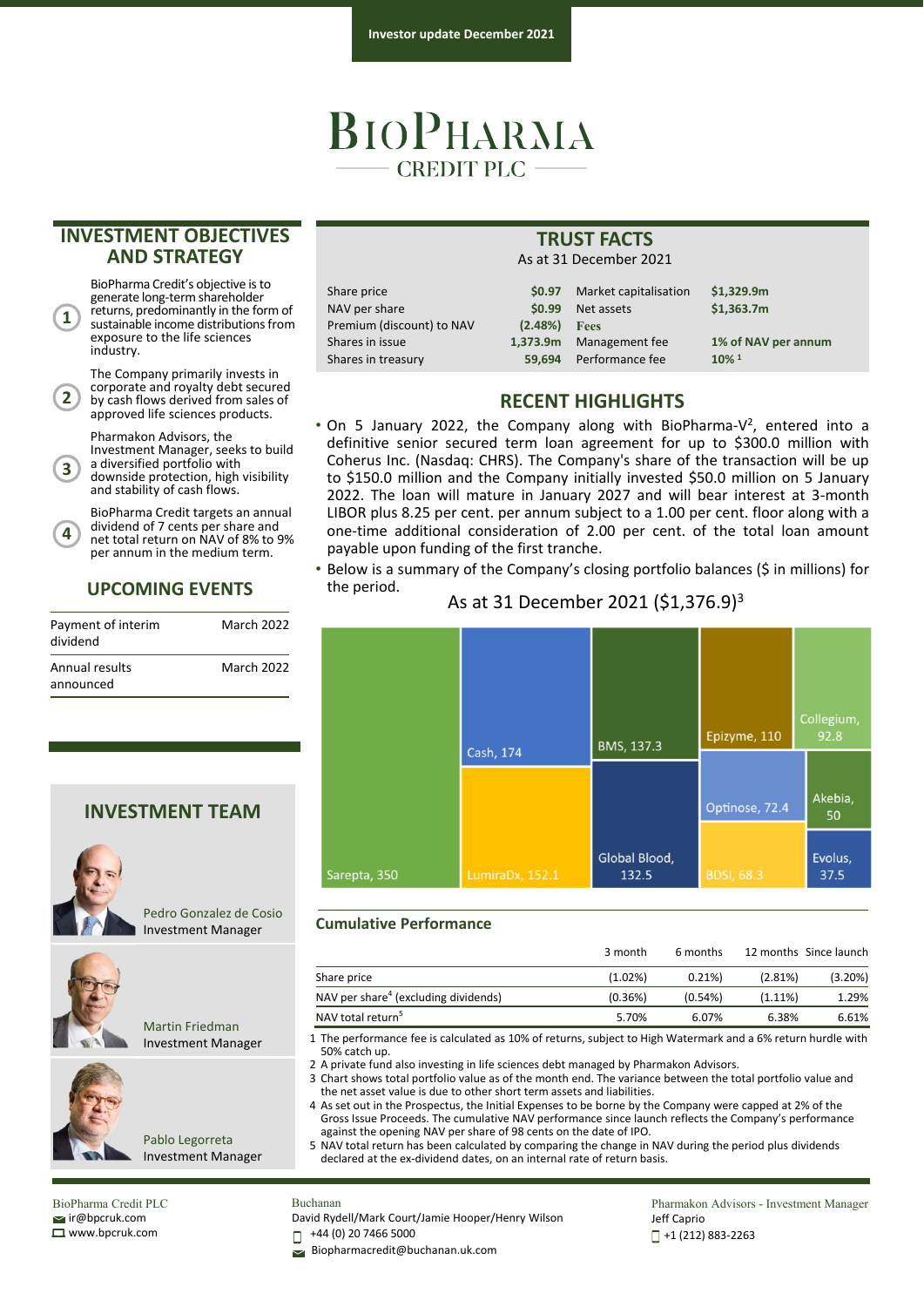Investor update December 2021

# BioPharma Credit PLC

## INVESTMENT OBJECTIVES AND STRATEGY

1. BioPharma Credit's objective is to generate long-term shareholder returns, predominantly in the form of sustainable income distributions from exposure to the life sciences industry.
2. The Company primarily invests in corporate and royalty debt secured by cash flows derived from sales of approved life sciences products.
3. Pharmakon Advisors, the Investment Manager, seeks to build a diversified portfolio with downside protection, high visibility and stability of cash flows.
4. BioPharma Credit targets an annual dividend of 7 cents per share and net total return on NAV of 8% to 9% per annum in the medium term.

## UPCOMING EVENTS

| | |
|---|---|
| Payment of interim dividend | March 2022 |
| Annual results announced | March 2022 |

## INVESTMENT TEAM

Pedro Gonzalez de Cosio
Investment Manager

Martin Friedman
Investment Manager

Pablo Legorreta
Investment Manager

## TRUST FACTS

As at 31 December 2021

| | | | |
|---|---|---|---|
| Share price | $0.97 | Market capitalisation | $1,329.9m |
| NAV per share | $0.99 | Net assets | $1,363.7m |
| Premium (discount) to NAV | (2.48%) | **Fees** | |
| Shares in issue | 1,373.9m | Management fee | 1% of NAV per annum |
| Shares in treasury | 59,694 | Performance fee | 10% [1] |

## RECENT HIGHLIGHTS

- On 5 January 2022, the Company along with BioPharma-V[2], entered into a definitive senior secured term loan agreement for up to $300.0 million with Coherus Inc. (Nasdaq: CHRS). The Company's share of the transaction will be up to $150.0 million and the Company initially invested $50.0 million on 5 January 2022. The loan will mature in January 2027 and will bear interest at 3-month LIBOR plus 8.25 per cent. per annum subject to a 1.00 per cent. floor along with a one-time additional consideration of 2.00 per cent. of the total loan amount payable upon funding of the first tranche.
- Below is a summary of the Company's closing portfolio balances ($ in millions) for the period.

As at 31 December 2021 ($1,376.9)[3]

| Holding | $ millions |
|---|---|
| Sarepta | 350 |
| Cash | 174 |
| LumiraDx | 152.1 |
| BMS | 137.3 |
| Global Blood | 132.5 |
| Epizyme | 110 |
| Collegium | 92.8 |
| Optinose | 72.4 |
| BDSI | 68.3 |
| Akebia | 50 |
| Evolus | 37.5 |

### Cumulative Performance

| | 3 month | 6 months | 12 months | Since launch |
|---|---|---|---|---|
| Share price | (1.02%) | 0.21%) | (2.81%) | (3.20%) |
| NAV per share[4] (excluding dividends) | (0.36%) | (0.54%) | (1.11%) | 1.29% |
| NAV total return[5] | 5.70% | 6.07% | 6.38% | 6.61% |

1 The performance fee is calculated as 10% of returns, subject to High Watermark and a 6% return hurdle with 50% catch up.
2 A private fund also investing in life sciences debt managed by Pharmakon Advisors.
3 Chart shows total portfolio value as of the month end. The variance between the total portfolio value and the net asset value is due to other short term assets and liabilities.
4 As set out in the Prospectus, the Initial Expenses to be borne by the Company were capped at 2% of the Gross Issue Proceeds. The cumulative NAV performance since launch reflects the Company's performance against the opening NAV per share of 98 cents on the date of IPO.
5 NAV total return has been calculated by comparing the change in NAV during the period plus dividends declared at the ex-dividend dates, on an internal rate of return basis.

BioPharma Credit PLC
ir@bpcruk.com
www.bpcruk.com

Buchanan
David Rydell/Mark Court/Jamie Hooper/Henry Wilson
+44 (0) 20 7466 5000
Biopharmacredit@buchanan.uk.com

Pharmakon Advisors - Investment Manager
Jeff Caprio
+1 (212) 883-2263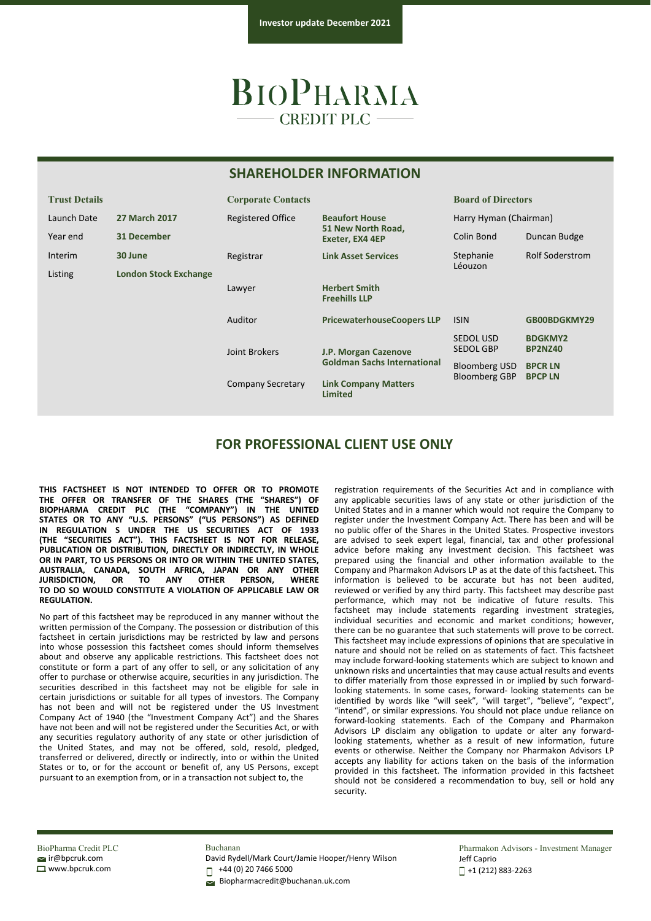Investor update December 2021

# BioPharma Credit PLC

## SHAREHOLDER INFORMATION

| Trust Details | | Corporate Contacts | | Board of Directors | |
|---|---|---|---|---|---|
| Launch Date | 27 March 2017 | Registered Office | Beaufort House 51 New North Road, Exeter, EX4 4EP | Harry Hyman (Chairman) | |
| Year end | 31 December | | | Colin Bond | Duncan Budge |
| Interim | 30 June | Registrar | Link Asset Services | Stephanie Léouzon | Rolf Soderstrom |
| Listing | London Stock Exchange | | | | |
| | | Lawyer | Herbert Smith Freehills LLP | | |
| | | Auditor | PricewaterhouseCoopers LLP | ISIN | GB00BDGKMY29 |
| | | Joint Brokers | J.P. Morgan Cazenove Goldman Sachs International | SEDOL USD SEDOL GBP | BDGKMY2 BP2NZ40 |
| | | | | Bloomberg USD Bloomberg GBP | BPCR LN BPCP LN |
| | | Company Secretary | Link Company Matters Limited | | |

## FOR PROFESSIONAL CLIENT USE ONLY

**THIS FACTSHEET IS NOT INTENDED TO OFFER OR TO PROMOTE THE OFFER OR TRANSFER OF THE SHARES (THE "SHARES") OF BIOPHARMA CREDIT PLC (THE "COMPANY") IN THE UNITED STATES OR TO ANY "U.S. PERSONS" ("US PERSONS") AS DEFINED IN REGULATION S UNDER THE US SECURITIES ACT OF 1933 (THE "SECURITIES ACT"). THIS FACTSHEET IS NOT FOR RELEASE, PUBLICATION OR DISTRIBUTION, DIRECTLY OR INDIRECTLY, IN WHOLE OR IN PART, TO US PERSONS OR INTO OR WITHIN THE UNITED STATES, AUSTRALIA, CANADA, SOUTH AFRICA, JAPAN OR ANY OTHER JURISDICTION, OR TO ANY OTHER PERSON, WHERE TO DO SO WOULD CONSTITUTE A VIOLATION OF APPLICABLE LAW OR REGULATION.**

No part of this factsheet may be reproduced in any manner without the written permission of the Company. The possession or distribution of this factsheet in certain jurisdictions may be restricted by law and persons into whose possession this factsheet comes should inform themselves about and observe any applicable restrictions. This factsheet does not constitute or form a part of any offer to sell, or any solicitation of any offer to purchase or otherwise acquire, securities in any jurisdiction. The securities described in this factsheet may not be eligible for sale in certain jurisdictions or suitable for all types of investors. The Company has not been and will not be registered under the US Investment Company Act of 1940 (the "Investment Company Act") and the Shares have not been and will not be registered under the Securities Act, or with any securities regulatory authority of any state or other jurisdiction of the United States, and may not be offered, sold, resold, pledged, transferred or delivered, directly or indirectly, into or within the United States or to, or for the account or benefit of, any US Persons, except pursuant to an exemption from, or in a transaction not subject to, the registration requirements of the Securities Act and in compliance with any applicable securities laws of any state or other jurisdiction of the United States and in a manner which would not require the Company to register under the Investment Company Act. There has been and will be no public offer of the Shares in the United States. Prospective investors are advised to seek expert legal, financial, tax and other professional advice before making any investment decision. This factsheet was prepared using the financial and other information available to the Company and Pharmakon Advisors LP as at the date of this factsheet. This information is believed to be accurate but has not been audited, reviewed or verified by any third party. This factsheet may describe past performance, which may not be indicative of future results. This factsheet may include statements regarding investment strategies, individual securities and economic and market conditions; however, there can be no guarantee that such statements will prove to be correct. This factsheet may include expressions of opinions that are speculative in nature and should not be relied on as statements of fact. This factsheet may include forward-looking statements which are subject to known and unknown risks and uncertainties that may cause actual results and events to differ materially from those expressed in or implied by such forward-looking statements. In some cases, forward- looking statements can be identified by words like "will seek", "will target", "believe", "expect", "intend", or similar expressions. You should not place undue reliance on forward-looking statements. Each of the Company and Pharmakon Advisors LP disclaim any obligation to update or alter any forward-looking statements, whether as a result of new information, future events or otherwise. Neither the Company nor Pharmakon Advisors LP accepts any liability for actions taken on the basis of the information provided in this factsheet. The information provided in this factsheet should not be considered a recommendation to buy, sell or hold any security.

BioPharma Credit PLC
ir@bpcruk.com
www.bpcruk.com

Buchanan
David Rydell/Mark Court/Jamie Hooper/Henry Wilson
+44 (0) 20 7466 5000
Biopharmacredit@buchanan.uk.com

Pharmakon Advisors - Investment Manager
Jeff Caprio
+1 (212) 883-2263